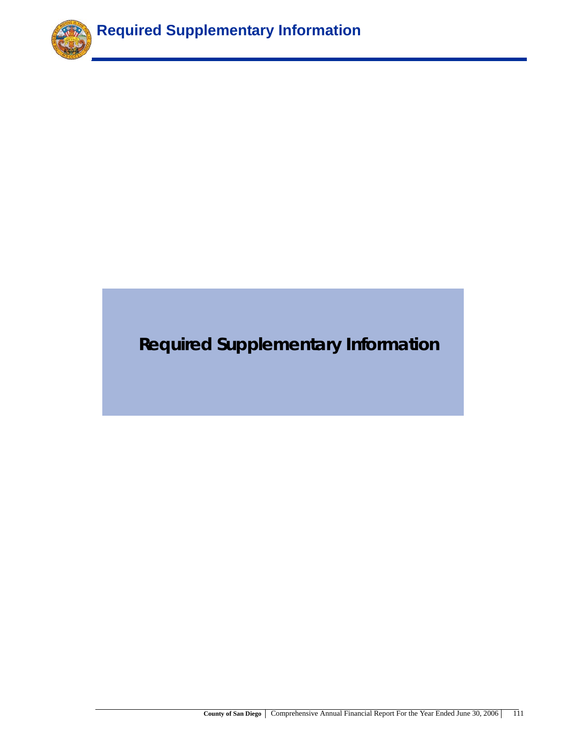# Required Supplementary Information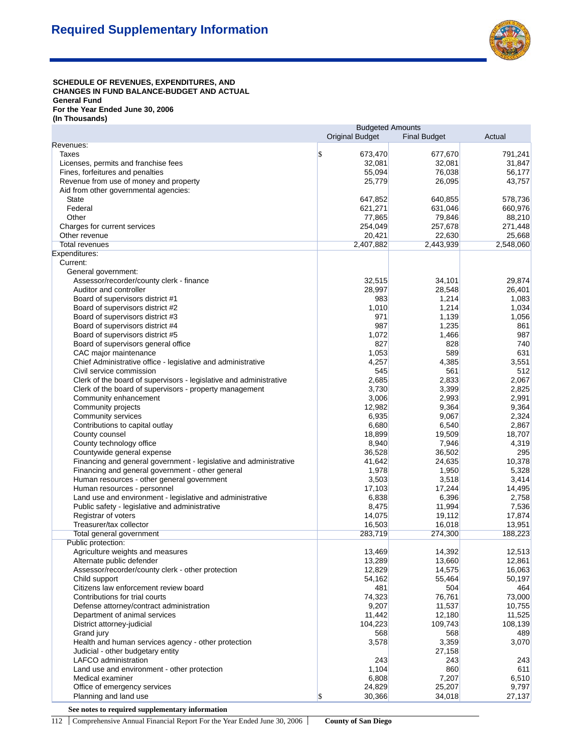## Required Supplementary Information

**SCHEDULE OF REVENUES, EXPENDITURES, AND CHANGES IN FUND BALANCE-BUDGET AND ACTUAL**
**General Fund**
**For the Year Ended June 30, 2006**
**(In Thousands)**

| | Budgeted Amounts | | |
|---|---|---|---|
| | Original Budget | Final Budget | Actual |
| Revenues: | | | |
| Taxes | $ 673,470 | 677,670 | 791,241 |
| Licenses, permits and franchise fees | 32,081 | 32,081 | 31,847 |
| Fines, forfeitures and penalties | 55,094 | 76,038 | 56,177 |
| Revenue from use of money and property | 25,779 | 26,095 | 43,757 |
| Aid from other governmental agencies: | | | |
| State | 647,852 | 640,855 | 578,736 |
| Federal | 621,271 | 631,046 | 660,976 |
| Other | 77,865 | 79,846 | 88,210 |
| Charges for current services | 254,049 | 257,678 | 271,448 |
| Other revenue | 20,421 | 22,630 | 25,668 |
| Total revenues | 2,407,882 | 2,443,939 | 2,548,060 |
| Expenditures: | | | |
| Current: | | | |
| General government: | | | |
| Assessor/recorder/county clerk - finance | 32,515 | 34,101 | 29,874 |
| Auditor and controller | 28,997 | 28,548 | 26,401 |
| Board of supervisors district #1 | 983 | 1,214 | 1,083 |
| Board of supervisors district #2 | 1,010 | 1,214 | 1,034 |
| Board of supervisors district #3 | 971 | 1,139 | 1,056 |
| Board of supervisors district #4 | 987 | 1,235 | 861 |
| Board of supervisors district #5 | 1,072 | 1,466 | 987 |
| Board of supervisors general office | 827 | 828 | 740 |
| CAC major maintenance | 1,053 | 589 | 631 |
| Chief Administrative office - legislative and administrative | 4,257 | 4,385 | 3,551 |
| Civil service commission | 545 | 561 | 512 |
| Clerk of the board of supervisors - legislative and administrative | 2,685 | 2,833 | 2,067 |
| Clerk of the board of supervisors - property management | 3,730 | 3,399 | 2,825 |
| Community enhancement | 3,006 | 2,993 | 2,991 |
| Community projects | 12,982 | 9,364 | 9,364 |
| Community services | 6,935 | 9,067 | 2,324 |
| Contributions to capital outlay | 6,680 | 6,540 | 2,867 |
| County counsel | 18,899 | 19,509 | 18,707 |
| County technology office | 8,940 | 7,946 | 4,319 |
| Countywide general expense | 36,528 | 36,502 | 295 |
| Financing and general government - legislative and administrative | 41,642 | 24,635 | 10,378 |
| Financing and general government - other general | 1,978 | 1,950 | 5,328 |
| Human resources - other general government | 3,503 | 3,518 | 3,414 |
| Human resources - personnel | 17,103 | 17,244 | 14,495 |
| Land use and environment - legislative and administrative | 6,838 | 6,396 | 2,758 |
| Public safety - legislative and administrative | 8,475 | 11,994 | 7,536 |
| Registrar of voters | 14,075 | 19,112 | 17,874 |
| Treasurer/tax collector | 16,503 | 16,018 | 13,951 |
| Total general government | 283,719 | 274,300 | 188,223 |
| Public protection: | | | |
| Agriculture weights and measures | 13,469 | 14,392 | 12,513 |
| Alternate public defender | 13,289 | 13,660 | 12,861 |
| Assessor/recorder/county clerk - other protection | 12,829 | 14,575 | 16,063 |
| Child support | 54,162 | 55,464 | 50,197 |
| Citizens law enforcement review board | 481 | 504 | 464 |
| Contributions for trial courts | 74,323 | 76,761 | 73,000 |
| Defense attorney/contract administration | 9,207 | 11,537 | 10,755 |
| Department of animal services | 11,442 | 12,180 | 11,525 |
| District attorney-judicial | 104,223 | 109,743 | 108,139 |
| Grand jury | 568 | 568 | 489 |
| Health and human services agency - other protection | 3,578 | 3,359 | 3,070 |
| Judicial - other budgetary entity | | 27,158 | |
| LAFCO administration | 243 | 243 | 243 |
| Land use and environment - other protection | 1,104 | 860 | 611 |
| Medical examiner | 6,808 | 7,207 | 6,510 |
| Office of emergency services | 24,829 | 25,207 | 9,797 |
| Planning and land use | $ 30,366 | 34,018 | 27,137 |

**See notes to required supplementary information**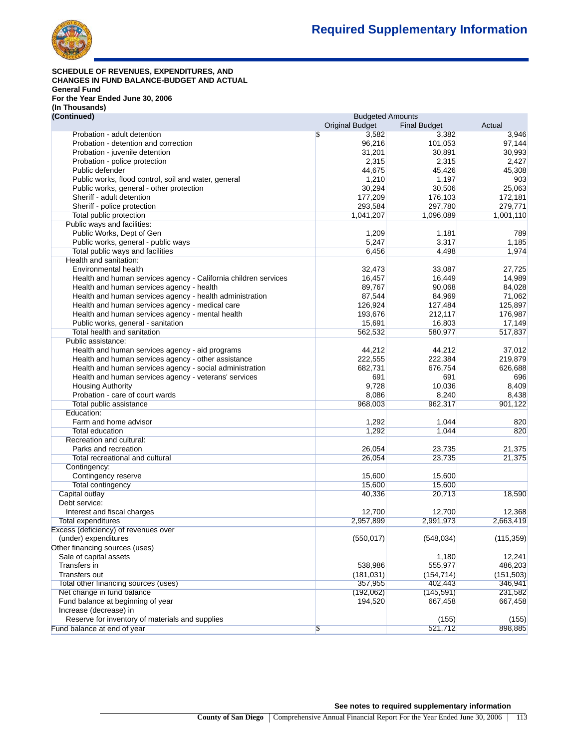**SCHEDULE OF REVENUES, EXPENDITURES, AND CHANGES IN FUND BALANCE-BUDGET AND ACTUAL**
**General Fund**
**For the Year Ended June 30, 2006**
**(In Thousands)**
**(Continued)**

| | Budgeted Amounts | | |
|---|---|---|---|
| | Original Budget | Final Budget | Actual |
| Probation - adult detention | $ 3,582 | 3,382 | 3,946 |
| Probation - detention and correction | 96,216 | 101,053 | 97,144 |
| Probation - juvenile detention | 31,201 | 30,891 | 30,993 |
| Probation - police protection | 2,315 | 2,315 | 2,427 |
| Public defender | 44,675 | 45,426 | 45,308 |
| Public works, flood control, soil and water, general | 1,210 | 1,197 | 903 |
| Public works, general - other protection | 30,294 | 30,506 | 25,063 |
| Sheriff - adult detention | 177,209 | 176,103 | 172,181 |
| Sheriff - police protection | 293,584 | 297,780 | 279,771 |
| Total public protection | 1,041,207 | 1,096,089 | 1,001,110 |
| Public ways and facilities: | | | |
| Public Works, Dept of Gen | 1,209 | 1,181 | 789 |
| Public works, general - public ways | 5,247 | 3,317 | 1,185 |
| Total public ways and facilities | 6,456 | 4,498 | 1,974 |
| Health and sanitation: | | | |
| Environmental health | 32,473 | 33,087 | 27,725 |
| Health and human services agency - California children services | 16,457 | 16,449 | 14,989 |
| Health and human services agency - health | 89,767 | 90,068 | 84,028 |
| Health and human services agency - health administration | 87,544 | 84,969 | 71,062 |
| Health and human services agency - medical care | 126,924 | 127,484 | 125,897 |
| Health and human services agency - mental health | 193,676 | 212,117 | 176,987 |
| Public works, general - sanitation | 15,691 | 16,803 | 17,149 |
| Total health and sanitation | 562,532 | 580,977 | 517,837 |
| Public assistance: | | | |
| Health and human services agency - aid programs | 44,212 | 44,212 | 37,012 |
| Health and human services agency - other assistance | 222,555 | 222,384 | 219,879 |
| Health and human services agency - social administration | 682,731 | 676,754 | 626,688 |
| Health and human services agency - veterans' services | 691 | 691 | 696 |
| Housing Authority | 9,728 | 10,036 | 8,409 |
| Probation - care of court wards | 8,086 | 8,240 | 8,438 |
| Total public assistance | 968,003 | 962,317 | 901,122 |
| Education: | | | |
| Farm and home advisor | 1,292 | 1,044 | 820 |
| Total education | 1,292 | 1,044 | 820 |
| Recreation and cultural: | | | |
| Parks and recreation | 26,054 | 23,735 | 21,375 |
| Total recreational and cultural | 26,054 | 23,735 | 21,375 |
| Contingency: | | | |
| Contingency reserve | 15,600 | 15,600 | |
| Total contingency | 15,600 | 15,600 | |
| Capital outlay | 40,336 | 20,713 | 18,590 |
| Debt service: | | | |
| Interest and fiscal charges | 12,700 | 12,700 | 12,368 |
| Total expenditures | 2,957,899 | 2,991,973 | 2,663,419 |
| Excess (deficiency) of revenues over (under) expenditures | (550,017) | (548,034) | (115,359) |
| Other financing sources (uses) | | | |
| Sale of capital assets | | 1,180 | 12,241 |
| Transfers in | 538,986 | 555,977 | 486,203 |
| Transfers out | (181,031) | (154,714) | (151,503) |
| Total other financing sources (uses) | 357,955 | 402,443 | 346,941 |
| Net change in fund balance | (192,062) | (145,591) | 231,582 |
| Fund balance at beginning of year | 194,520 | 667,458 | 667,458 |
| Increase (decrease) in | | | |
| Reserve for inventory of materials and supplies | | (155) | (155) |
| Fund balance at end of year | $ | 521,712 | 898,885 |

**See notes to required supplementary information**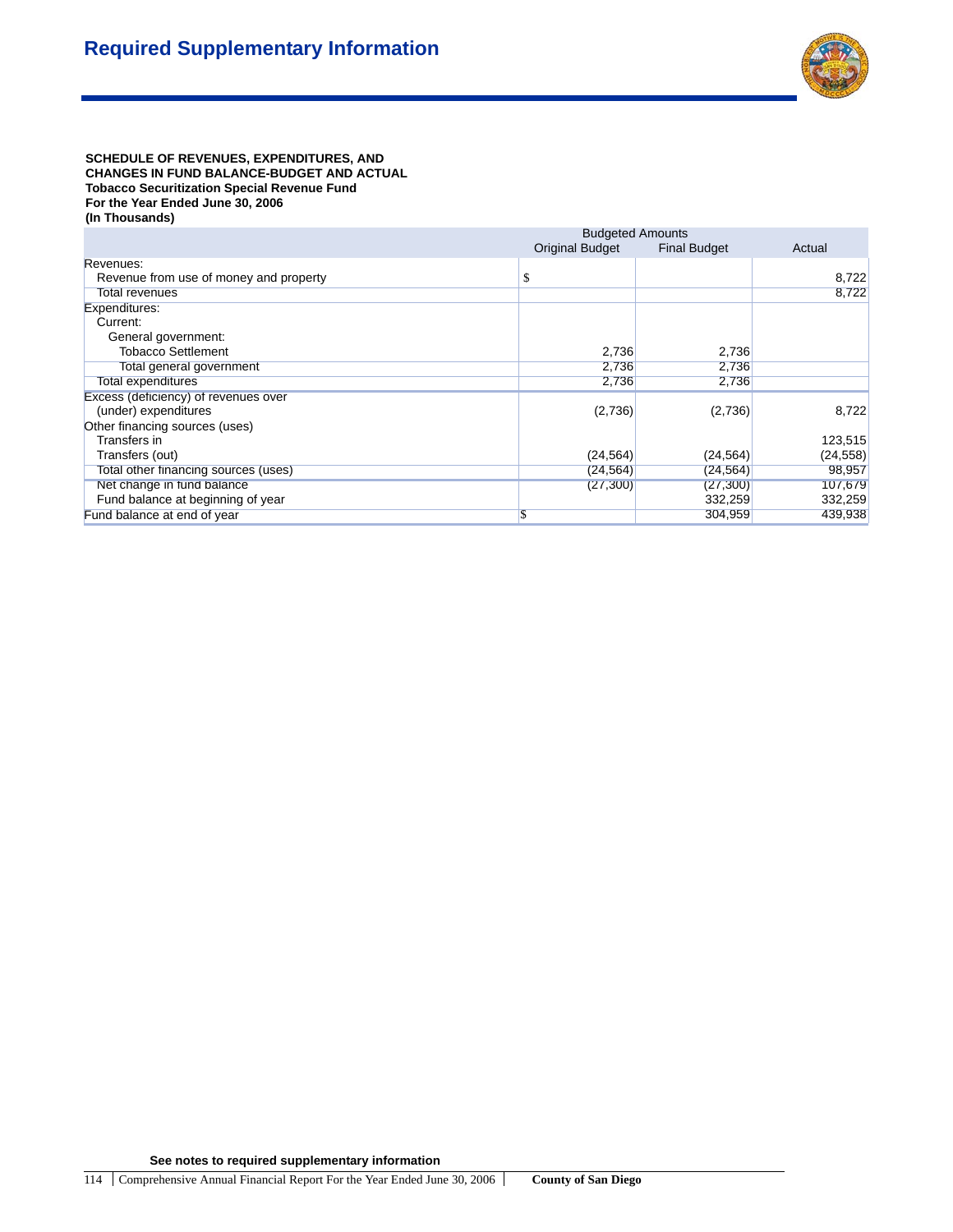# Required Supplementary Information

**SCHEDULE OF REVENUES, EXPENDITURES, AND CHANGES IN FUND BALANCE-BUDGET AND ACTUAL**
**Tobacco Securitization Special Revenue Fund**
**For the Year Ended June 30, 2006**
**(In Thousands)**

| | Budgeted Amounts | | |
|---|---|---|---|
| | Original Budget | Final Budget | Actual |
| Revenues: | | | |
| Revenue from use of money and property | $ | | 8,722 |
| Total revenues | | | 8,722 |
| Expenditures: | | | |
| Current: | | | |
| General government: | | | |
| Tobacco Settlement | 2,736 | 2,736 | |
| Total general government | 2,736 | 2,736 | |
| Total expenditures | 2,736 | 2,736 | |
| Excess (deficiency) of revenues over (under) expenditures | (2,736) | (2,736) | 8,722 |
| Other financing sources (uses) | | | |
| Transfers in | | | 123,515 |
| Transfers (out) | (24,564) | (24,564) | (24,558) |
| Total other financing sources (uses) | (24,564) | (24,564) | 98,957 |
| Net change in fund balance | (27,300) | (27,300) | 107,679 |
| Fund balance at beginning of year | | 332,259 | 332,259 |
| Fund balance at end of year | $ | 304,959 | 439,938 |

**See notes to required supplementary information**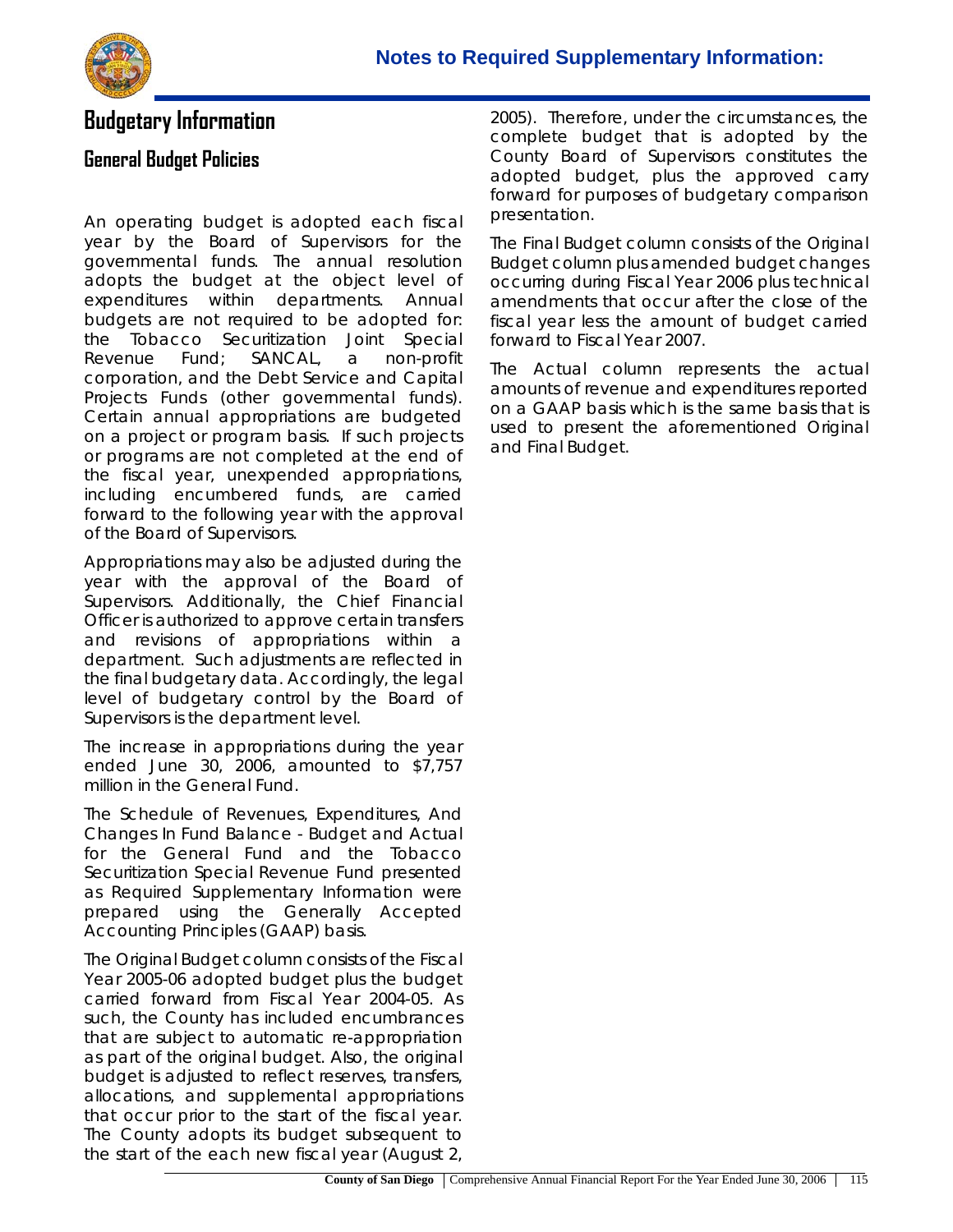# Notes to Required Supplementary Information:

## Budgetary Information

### General Budget Policies

An operating budget is adopted each fiscal year by the Board of Supervisors for the governmental funds. The annual resolution adopts the budget at the object level of expenditures within departments. Annual budgets are not required to be adopted for: the Tobacco Securitization Joint Special Revenue Fund; SANCAL, a non-profit corporation, and the Debt Service and Capital Projects Funds (other governmental funds). Certain annual appropriations are budgeted on a project or program basis. If such projects or programs are not completed at the end of the fiscal year, unexpended appropriations, including encumbered funds, are carried forward to the following year with the approval of the Board of Supervisors.

Appropriations may also be adjusted during the year with the approval of the Board of Supervisors. Additionally, the Chief Financial Officer is authorized to approve certain transfers and revisions of appropriations within a department. Such adjustments are reflected in the final budgetary data. Accordingly, the legal level of budgetary control by the Board of Supervisors is the department level.

The increase in appropriations during the year ended June 30, 2006, amounted to $7,757 million in the General Fund.

The Schedule of Revenues, Expenditures, And Changes In Fund Balance - Budget and Actual for the General Fund and the Tobacco Securitization Special Revenue Fund presented as Required Supplementary Information were prepared using the Generally Accepted Accounting Principles (GAAP) basis.

The Original Budget column consists of the Fiscal Year 2005-06 adopted budget plus the budget carried forward from Fiscal Year 2004-05. As such, the County has included encumbrances that are subject to automatic re-appropriation as part of the original budget. Also, the original budget is adjusted to reflect reserves, transfers, allocations, and supplemental appropriations that occur prior to the start of the fiscal year. The County adopts its budget subsequent to the start of the each new fiscal year (August 2, 2005). Therefore, under the circumstances, the complete budget that is adopted by the County Board of Supervisors constitutes the adopted budget, plus the approved carry forward for purposes of budgetary comparison presentation.

The Final Budget column consists of the Original Budget column plus amended budget changes occurring during Fiscal Year 2006 plus technical amendments that occur after the close of the fiscal year less the amount of budget carried forward to Fiscal Year 2007.

The Actual column represents the actual amounts of revenue and expenditures reported on a GAAP basis which is the same basis that is used to present the aforementioned Original and Final Budget.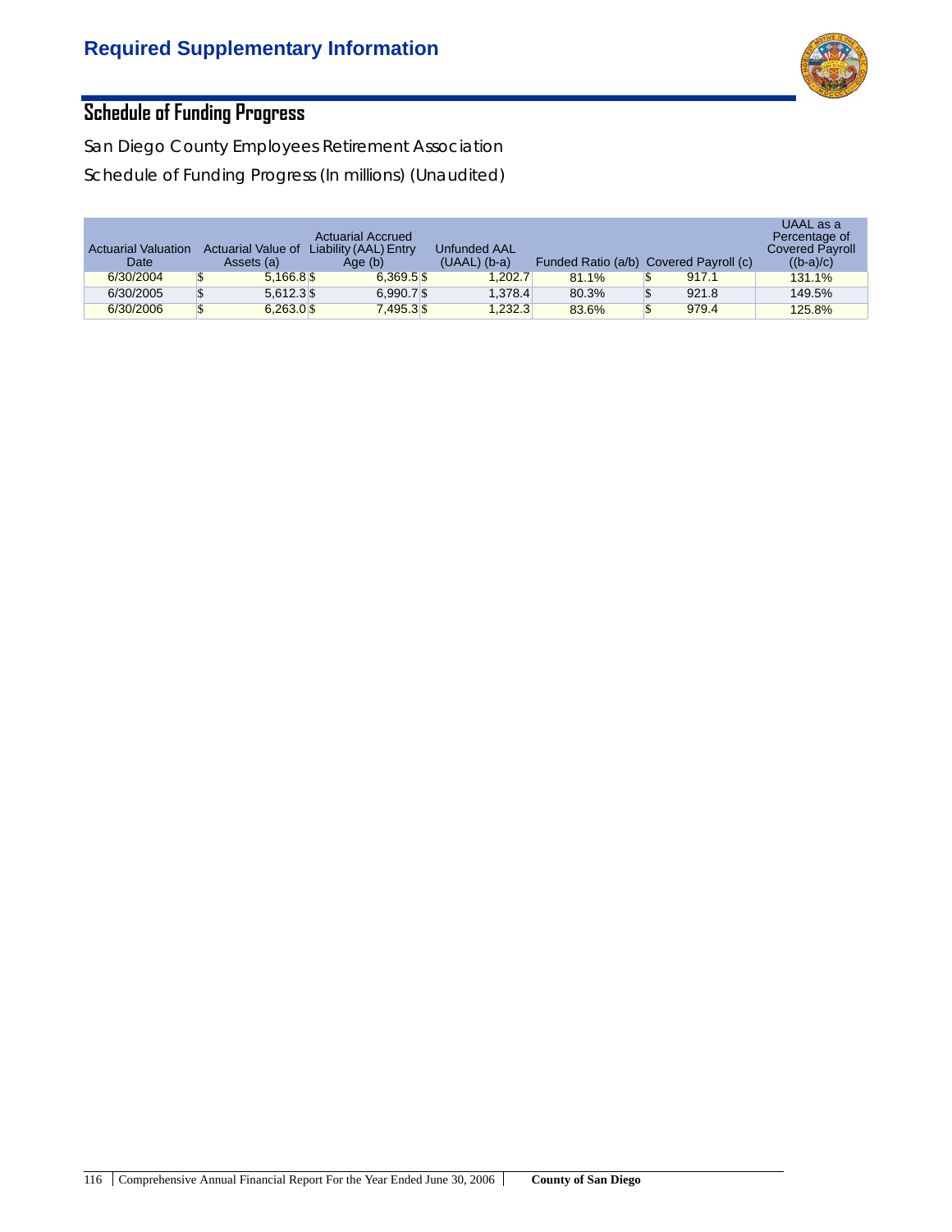# Required Supplementary Information

## Schedule of Funding Progress

San Diego County Employees Retirement Association

Schedule of Funding Progress (In millions) (Unaudited)

| Actuarial Valuation Date | Actuarial Value of Assets (a) | Actuarial Accrued Liability (AAL) Entry Age (b) | Unfunded AAL (UAAL) (b-a) | Funded Ratio (a/b) | Covered Payroll (c) | UAAL as a Percentage of Covered Payroll ((b-a)/c) |
|---|---|---|---|---|---|---|
| 6/30/2004 | $ 5,166.8 | $ 6,369.5 | $ 1,202.7 | 81.1% | $ 917.1 | 131.1% |
| 6/30/2005 | $ 5,612.3 | $ 6,990.7 | $ 1,378.4 | 80.3% | $ 921.8 | 149.5% |
| 6/30/2006 | $ 6,263.0 | $ 7,495.3 | $ 1,232.3 | 83.6% | $ 979.4 | 125.8% |